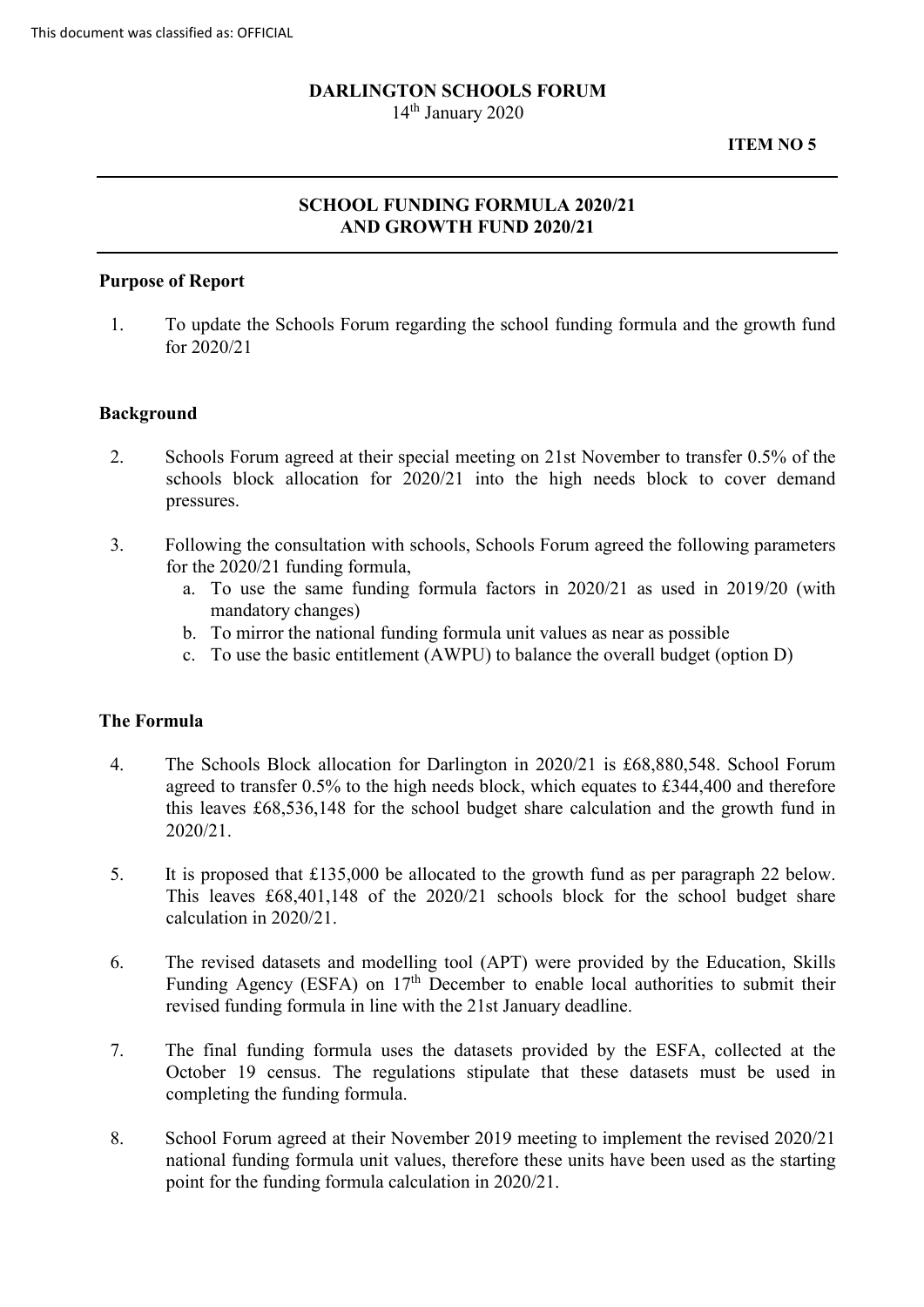This document was classified as: OFFICIAL

**DARLINGTON SCHOOLS FORUM**
14th January 2020

**ITEM NO 5**

---

# SCHOOL FUNDING FORMULA 2020/21 AND GROWTH FUND 2020/21

---

## Purpose of Report

1. To update the Schools Forum regarding the school funding formula and the growth fund for 2020/21

## Background

2. Schools Forum agreed at their special meeting on 21st November to transfer 0.5% of the schools block allocation for 2020/21 into the high needs block to cover demand pressures.

3. Following the consultation with schools, Schools Forum agreed the following parameters for the 2020/21 funding formula,
   a. To use the same funding formula factors in 2020/21 as used in 2019/20 (with mandatory changes)
   b. To mirror the national funding formula unit values as near as possible
   c. To use the basic entitlement (AWPU) to balance the overall budget (option D)

## The Formula

4. The Schools Block allocation for Darlington in 2020/21 is £68,880,548. School Forum agreed to transfer 0.5% to the high needs block, which equates to £344,400 and therefore this leaves £68,536,148 for the school budget share calculation and the growth fund in 2020/21.

5. It is proposed that £135,000 be allocated to the growth fund as per paragraph 22 below. This leaves £68,401,148 of the 2020/21 schools block for the school budget share calculation in 2020/21.

6. The revised datasets and modelling tool (APT) were provided by the Education, Skills Funding Agency (ESFA) on 17th December to enable local authorities to submit their revised funding formula in line with the 21st January deadline.

7. The final funding formula uses the datasets provided by the ESFA, collected at the October 19 census. The regulations stipulate that these datasets must be used in completing the funding formula.

8. School Forum agreed at their November 2019 meeting to implement the revised 2020/21 national funding formula unit values, therefore these units have been used as the starting point for the funding formula calculation in 2020/21.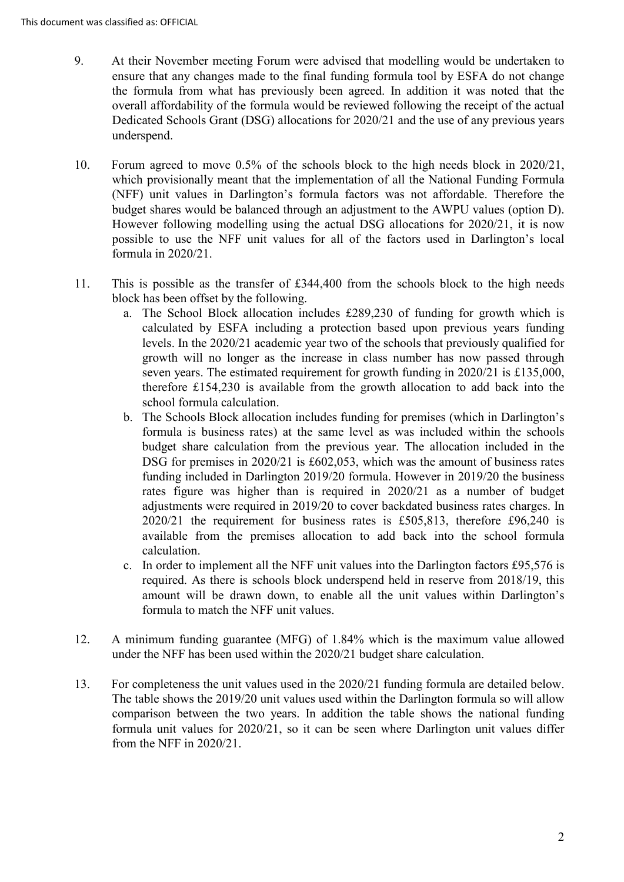9. At their November meeting Forum were advised that modelling would be undertaken to ensure that any changes made to the final funding formula tool by ESFA do not change the formula from what has previously been agreed. In addition it was noted that the overall affordability of the formula would be reviewed following the receipt of the actual Dedicated Schools Grant (DSG) allocations for 2020/21 and the use of any previous years underspend.

10. Forum agreed to move 0.5% of the schools block to the high needs block in 2020/21, which provisionally meant that the implementation of all the National Funding Formula (NFF) unit values in Darlington's formula factors was not affordable. Therefore the budget shares would be balanced through an adjustment to the AWPU values (option D). However following modelling using the actual DSG allocations for 2020/21, it is now possible to use the NFF unit values for all of the factors used in Darlington's local formula in 2020/21.

11. This is possible as the transfer of £344,400 from the schools block to the high needs block has been offset by the following.
    a. The School Block allocation includes £289,230 of funding for growth which is calculated by ESFA including a protection based upon previous years funding levels. In the 2020/21 academic year two of the schools that previously qualified for growth will no longer as the increase in class number has now passed through seven years. The estimated requirement for growth funding in 2020/21 is £135,000, therefore £154,230 is available from the growth allocation to add back into the school formula calculation.
    b. The Schools Block allocation includes funding for premises (which in Darlington's formula is business rates) at the same level as was included within the schools budget share calculation from the previous year. The allocation included in the DSG for premises in 2020/21 is £602,053, which was the amount of business rates funding included in Darlington 2019/20 formula. However in 2019/20 the business rates figure was higher than is required in 2020/21 as a number of budget adjustments were required in 2019/20 to cover backdated business rates charges. In 2020/21 the requirement for business rates is £505,813, therefore £96,240 is available from the premises allocation to add back into the school formula calculation.
    c. In order to implement all the NFF unit values into the Darlington factors £95,576 is required. As there is schools block underspend held in reserve from 2018/19, this amount will be drawn down, to enable all the unit values within Darlington's formula to match the NFF unit values.

12. A minimum funding guarantee (MFG) of 1.84% which is the maximum value allowed under the NFF has been used within the 2020/21 budget share calculation.

13. For completeness the unit values used in the 2020/21 funding formula are detailed below. The table shows the 2019/20 unit values used within the Darlington formula so will allow comparison between the two years. In addition the table shows the national funding formula unit values for 2020/21, so it can be seen where Darlington unit values differ from the NFF in 2020/21.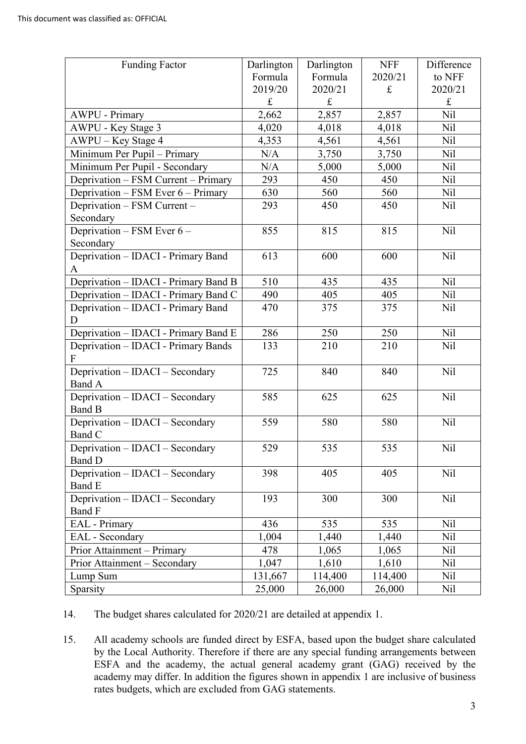This document was classified as: OFFICIAL

| Funding Factor | Darlington Formula 2019/20 £ | Darlington Formula 2020/21 £ | NFF 2020/21 £ | Difference to NFF 2020/21 £ |
|---|---|---|---|---|
| AWPU - Primary | 2,662 | 2,857 | 2,857 | Nil |
| AWPU - Key Stage 3 | 4,020 | 4,018 | 4,018 | Nil |
| AWPU – Key Stage 4 | 4,353 | 4,561 | 4,561 | Nil |
| Minimum Per Pupil – Primary | N/A | 3,750 | 3,750 | Nil |
| Minimum Per Pupil - Secondary | N/A | 5,000 | 5,000 | Nil |
| Deprivation – FSM Current – Primary | 293 | 450 | 450 | Nil |
| Deprivation – FSM Ever 6 – Primary | 630 | 560 | 560 | Nil |
| Deprivation – FSM Current – Secondary | 293 | 450 | 450 | Nil |
| Deprivation – FSM Ever 6 – Secondary | 855 | 815 | 815 | Nil |
| Deprivation – IDACI - Primary Band A | 613 | 600 | 600 | Nil |
| Deprivation – IDACI - Primary Band B | 510 | 435 | 435 | Nil |
| Deprivation – IDACI - Primary Band C | 490 | 405 | 405 | Nil |
| Deprivation – IDACI - Primary Band D | 470 | 375 | 375 | Nil |
| Deprivation – IDACI - Primary Band E | 286 | 250 | 250 | Nil |
| Deprivation – IDACI - Primary Bands F | 133 | 210 | 210 | Nil |
| Deprivation – IDACI – Secondary Band A | 725 | 840 | 840 | Nil |
| Deprivation – IDACI – Secondary Band B | 585 | 625 | 625 | Nil |
| Deprivation – IDACI – Secondary Band C | 559 | 580 | 580 | Nil |
| Deprivation – IDACI – Secondary Band D | 529 | 535 | 535 | Nil |
| Deprivation – IDACI – Secondary Band E | 398 | 405 | 405 | Nil |
| Deprivation – IDACI – Secondary Band F | 193 | 300 | 300 | Nil |
| EAL - Primary | 436 | 535 | 535 | Nil |
| EAL - Secondary | 1,004 | 1,440 | 1,440 | Nil |
| Prior Attainment – Primary | 478 | 1,065 | 1,065 | Nil |
| Prior Attainment – Secondary | 1,047 | 1,610 | 1,610 | Nil |
| Lump Sum | 131,667 | 114,400 | 114,400 | Nil |
| Sparsity | 25,000 | 26,000 | 26,000 | Nil |

14. The budget shares calculated for 2020/21 are detailed at appendix 1.

15. All academy schools are funded direct by ESFA, based upon the budget share calculated by the Local Authority. Therefore if there are any special funding arrangements between ESFA and the academy, the actual general academy grant (GAG) received by the academy may differ. In addition the figures shown in appendix 1 are inclusive of business rates budgets, which are excluded from GAG statements.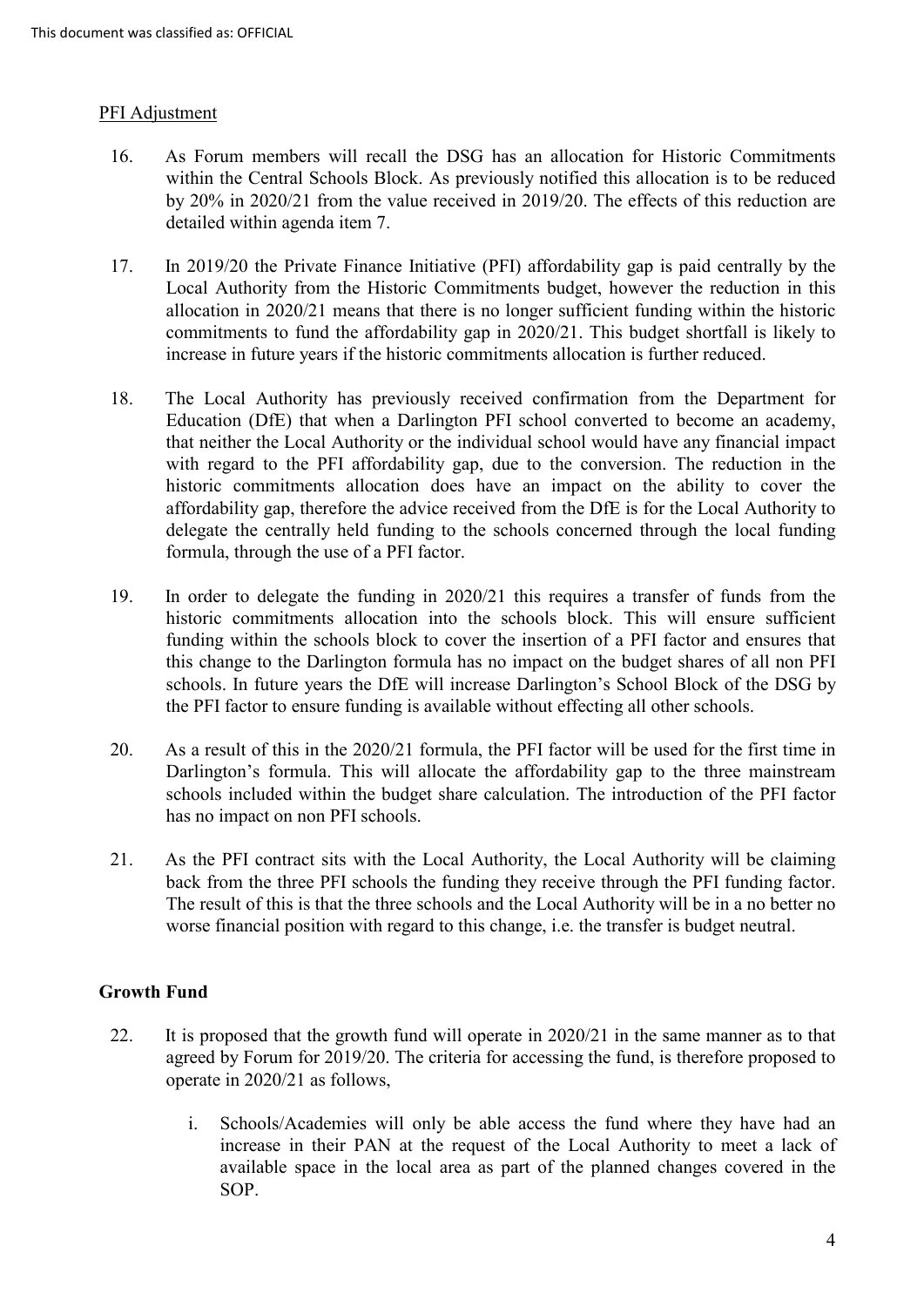PFI Adjustment

16. As Forum members will recall the DSG has an allocation for Historic Commitments within the Central Schools Block. As previously notified this allocation is to be reduced by 20% in 2020/21 from the value received in 2019/20. The effects of this reduction are detailed within agenda item 7.

17. In 2019/20 the Private Finance Initiative (PFI) affordability gap is paid centrally by the Local Authority from the Historic Commitments budget, however the reduction in this allocation in 2020/21 means that there is no longer sufficient funding within the historic commitments to fund the affordability gap in 2020/21. This budget shortfall is likely to increase in future years if the historic commitments allocation is further reduced.

18. The Local Authority has previously received confirmation from the Department for Education (DfE) that when a Darlington PFI school converted to become an academy, that neither the Local Authority or the individual school would have any financial impact with regard to the PFI affordability gap, due to the conversion. The reduction in the historic commitments allocation does have an impact on the ability to cover the affordability gap, therefore the advice received from the DfE is for the Local Authority to delegate the centrally held funding to the schools concerned through the local funding formula, through the use of a PFI factor.

19. In order to delegate the funding in 2020/21 this requires a transfer of funds from the historic commitments allocation into the schools block. This will ensure sufficient funding within the schools block to cover the insertion of a PFI factor and ensures that this change to the Darlington formula has no impact on the budget shares of all non PFI schools. In future years the DfE will increase Darlington's School Block of the DSG by the PFI factor to ensure funding is available without effecting all other schools.

20. As a result of this in the 2020/21 formula, the PFI factor will be used for the first time in Darlington's formula. This will allocate the affordability gap to the three mainstream schools included within the budget share calculation. The introduction of the PFI factor has no impact on non PFI schools.

21. As the PFI contract sits with the Local Authority, the Local Authority will be claiming back from the three PFI schools the funding they receive through the PFI funding factor. The result of this is that the three schools and the Local Authority will be in a no better no worse financial position with regard to this change, i.e. the transfer is budget neutral.

**Growth Fund**

22. It is proposed that the growth fund will operate in 2020/21 in the same manner as to that agreed by Forum for 2019/20. The criteria for accessing the fund, is therefore proposed to operate in 2020/21 as follows,

    i. Schools/Academies will only be able access the fund where they have had an increase in their PAN at the request of the Local Authority to meet a lack of available space in the local area as part of the planned changes covered in the SOP.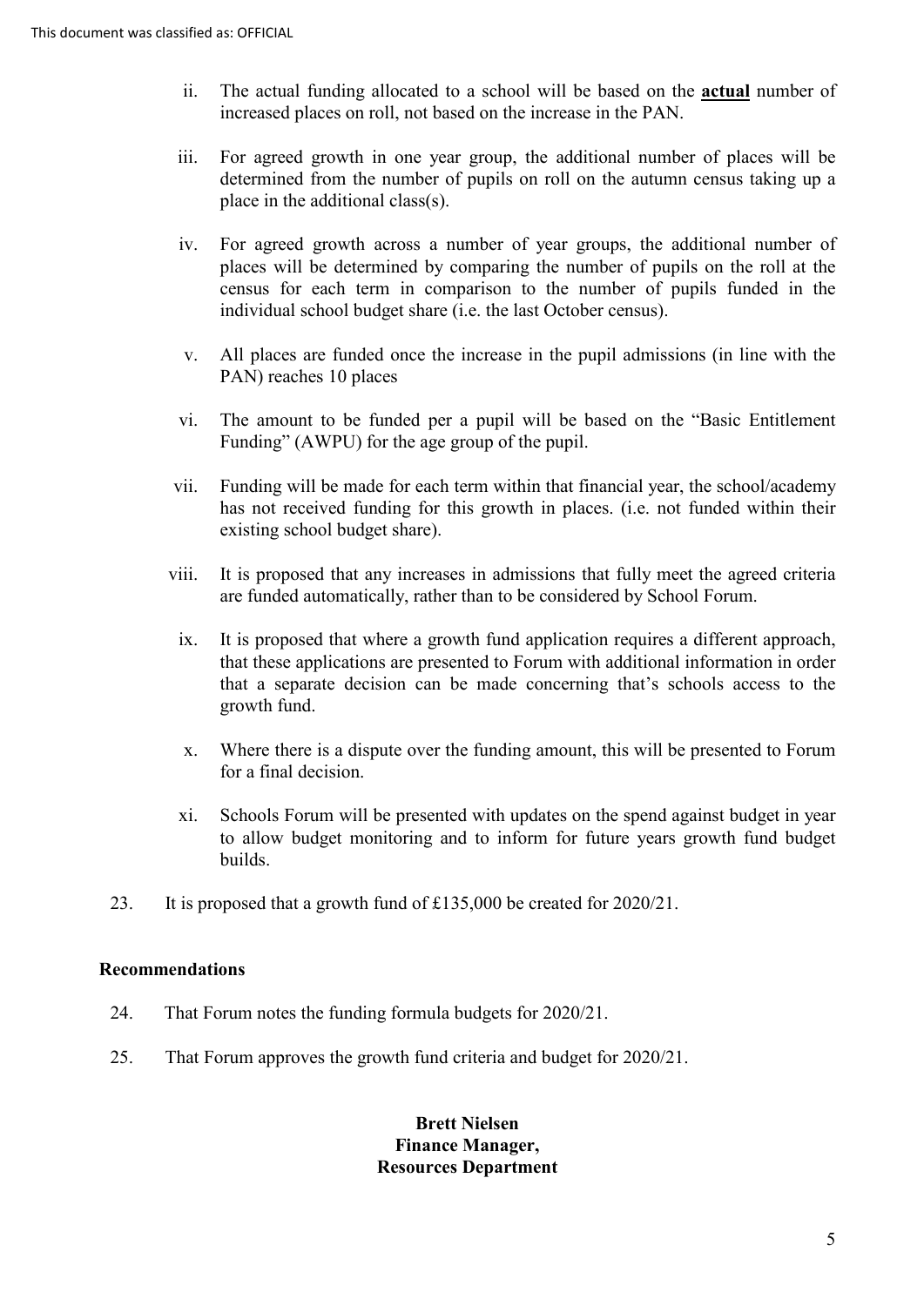ii. The actual funding allocated to a school will be based on the **actual** number of increased places on roll, not based on the increase in the PAN.

iii. For agreed growth in one year group, the additional number of places will be determined from the number of pupils on roll on the autumn census taking up a place in the additional class(s).

iv. For agreed growth across a number of year groups, the additional number of places will be determined by comparing the number of pupils on the roll at the census for each term in comparison to the number of pupils funded in the individual school budget share (i.e. the last October census).

v. All places are funded once the increase in the pupil admissions (in line with the PAN) reaches 10 places

vi. The amount to be funded per a pupil will be based on the "Basic Entitlement Funding" (AWPU) for the age group of the pupil.

vii. Funding will be made for each term within that financial year, the school/academy has not received funding for this growth in places. (i.e. not funded within their existing school budget share).

viii. It is proposed that any increases in admissions that fully meet the agreed criteria are funded automatically, rather than to be considered by School Forum.

ix. It is proposed that where a growth fund application requires a different approach, that these applications are presented to Forum with additional information in order that a separate decision can be made concerning that's schools access to the growth fund.

x. Where there is a dispute over the funding amount, this will be presented to Forum for a final decision.

xi. Schools Forum will be presented with updates on the spend against budget in year to allow budget monitoring and to inform for future years growth fund budget builds.

23. It is proposed that a growth fund of £135,000 be created for 2020/21.

## Recommendations

24. That Forum notes the funding formula budgets for 2020/21.

25. That Forum approves the growth fund criteria and budget for 2020/21.

**Brett Nielsen**
**Finance Manager,**
**Resources Department**